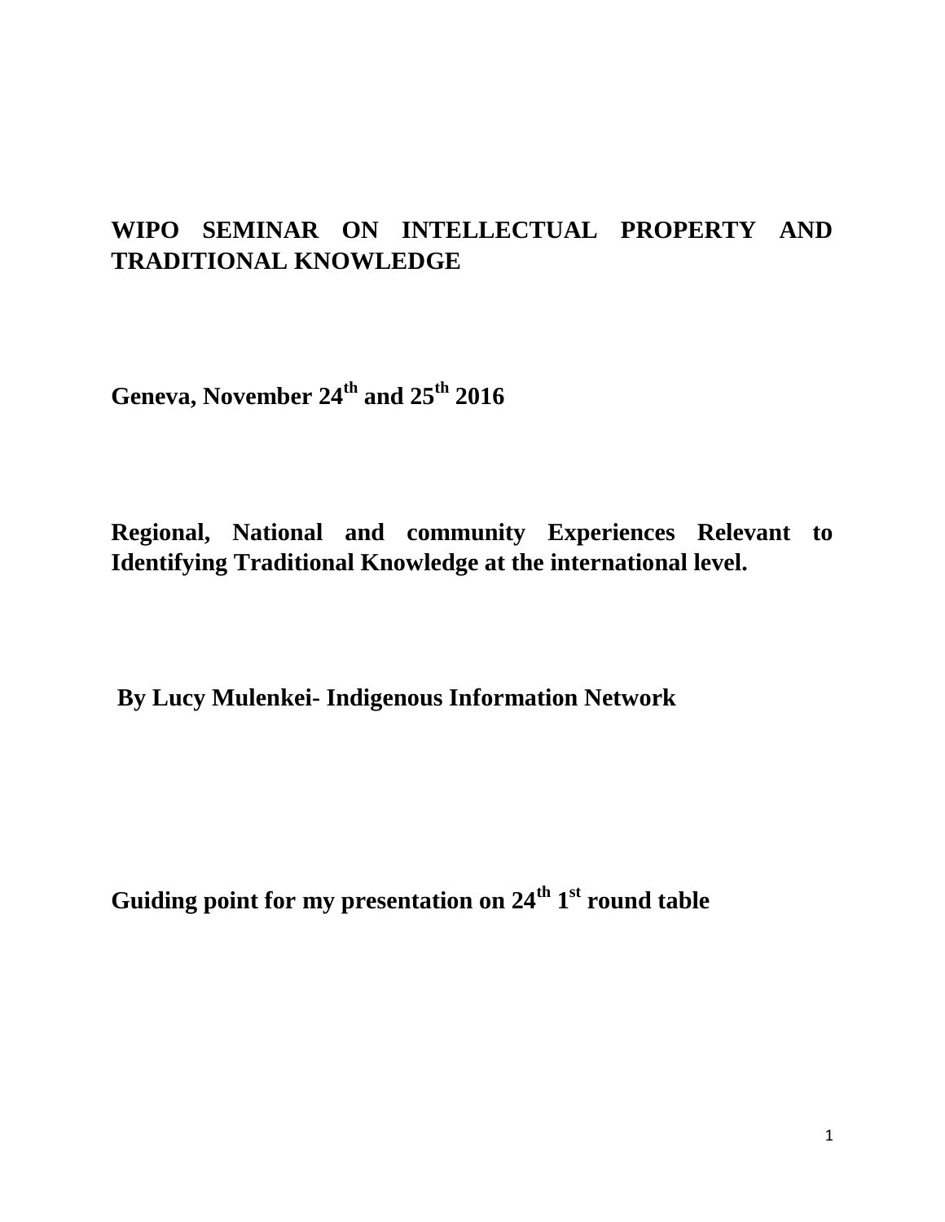# WIPO SEMINAR ON INTELLECTUAL PROPERTY AND TRADITIONAL KNOWLEDGE

**Geneva, November 24th and 25th 2016**

**Regional, National and community Experiences Relevant to Identifying Traditional Knowledge at the international level.**

**By Lucy Mulenkei- Indigenous Information Network**

**Guiding point for my presentation on 24th 1st round table**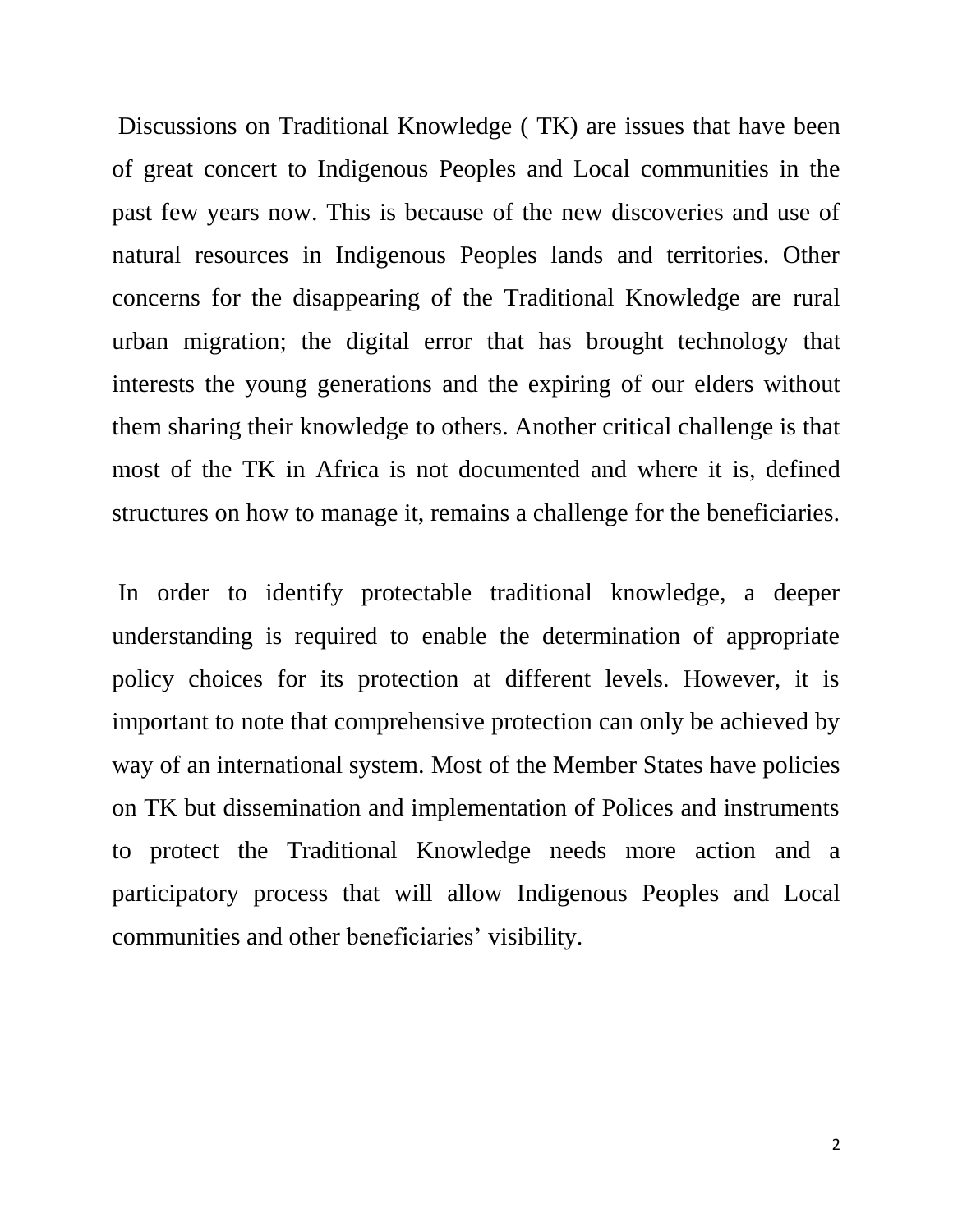Discussions on Traditional Knowledge ( TK) are issues that have been of great concert to Indigenous Peoples and Local communities in the past few years now. This is because of the new discoveries and use of natural resources in Indigenous Peoples lands and territories. Other concerns for the disappearing of the Traditional Knowledge are rural urban migration; the digital error that has brought technology that interests the young generations and the expiring of our elders without them sharing their knowledge to others. Another critical challenge is that most of the TK in Africa is not documented and where it is, defined structures on how to manage it, remains a challenge for the beneficiaries.

In order to identify protectable traditional knowledge, a deeper understanding is required to enable the determination of appropriate policy choices for its protection at different levels. However, it is important to note that comprehensive protection can only be achieved by way of an international system. Most of the Member States have policies on TK but dissemination and implementation of Polices and instruments to protect the Traditional Knowledge needs more action and a participatory process that will allow Indigenous Peoples and Local communities and other beneficiaries' visibility.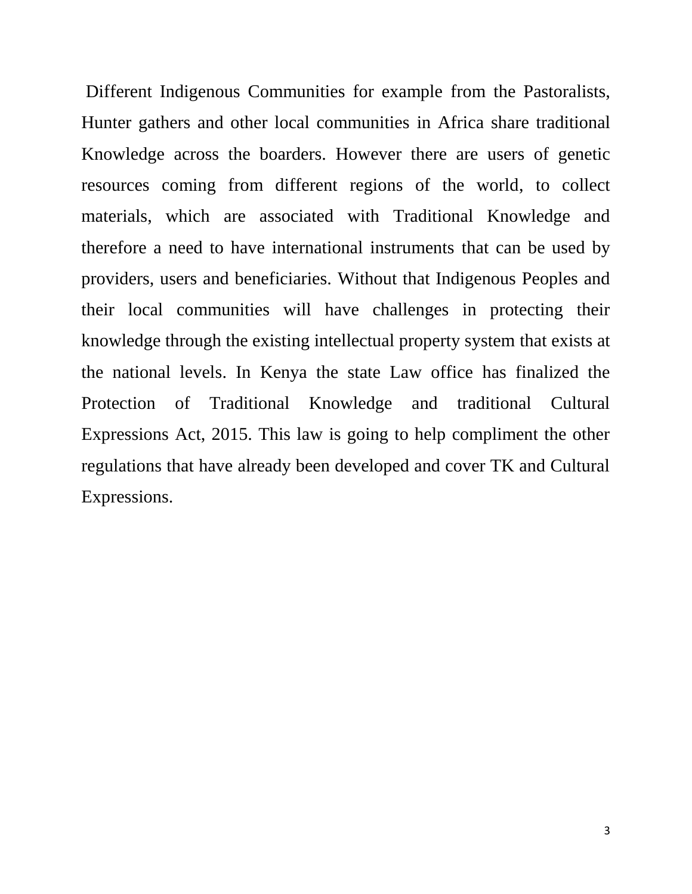Different Indigenous Communities for example from the Pastoralists, Hunter gathers and other local communities in Africa share traditional Knowledge across the boarders. However there are users of genetic resources coming from different regions of the world, to collect materials, which are associated with Traditional Knowledge and therefore a need to have international instruments that can be used by providers, users and beneficiaries. Without that Indigenous Peoples and their local communities will have challenges in protecting their knowledge through the existing intellectual property system that exists at the national levels. In Kenya the state Law office has finalized the Protection of Traditional Knowledge and traditional Cultural Expressions Act, 2015. This law is going to help compliment the other regulations that have already been developed and cover TK and Cultural Expressions.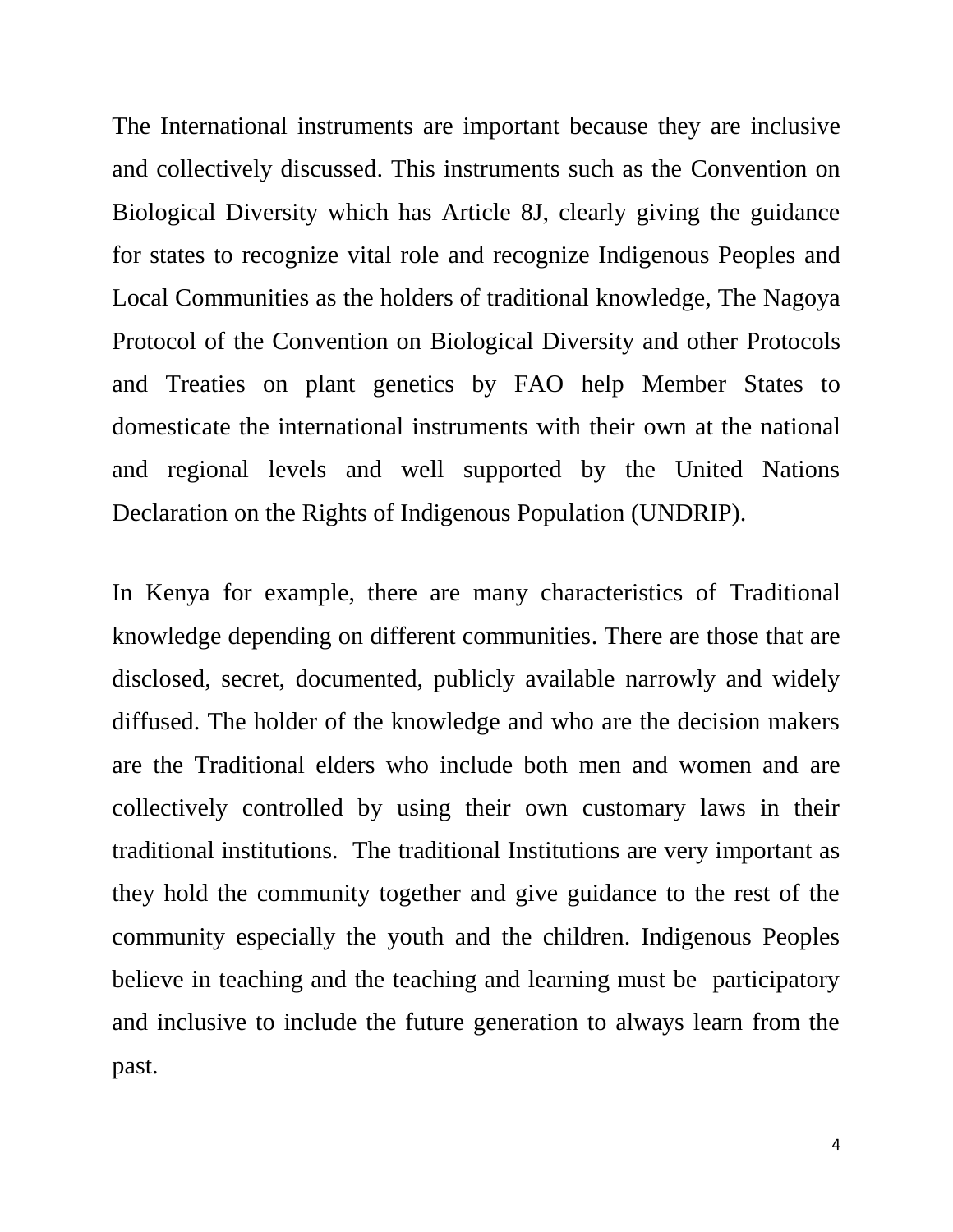The International instruments are important because they are inclusive and collectively discussed. This instruments such as the Convention on Biological Diversity which has Article 8J, clearly giving the guidance for states to recognize vital role and recognize Indigenous Peoples and Local Communities as the holders of traditional knowledge, The Nagoya Protocol of the Convention on Biological Diversity and other Protocols and Treaties on plant genetics by FAO help Member States to domesticate the international instruments with their own at the national and regional levels and well supported by the United Nations Declaration on the Rights of Indigenous Population (UNDRIP).

In Kenya for example, there are many characteristics of Traditional knowledge depending on different communities. There are those that are disclosed, secret, documented, publicly available narrowly and widely diffused. The holder of the knowledge and who are the decision makers are the Traditional elders who include both men and women and are collectively controlled by using their own customary laws in their traditional institutions. The traditional Institutions are very important as they hold the community together and give guidance to the rest of the community especially the youth and the children. Indigenous Peoples believe in teaching and the teaching and learning must be participatory and inclusive to include the future generation to always learn from the past.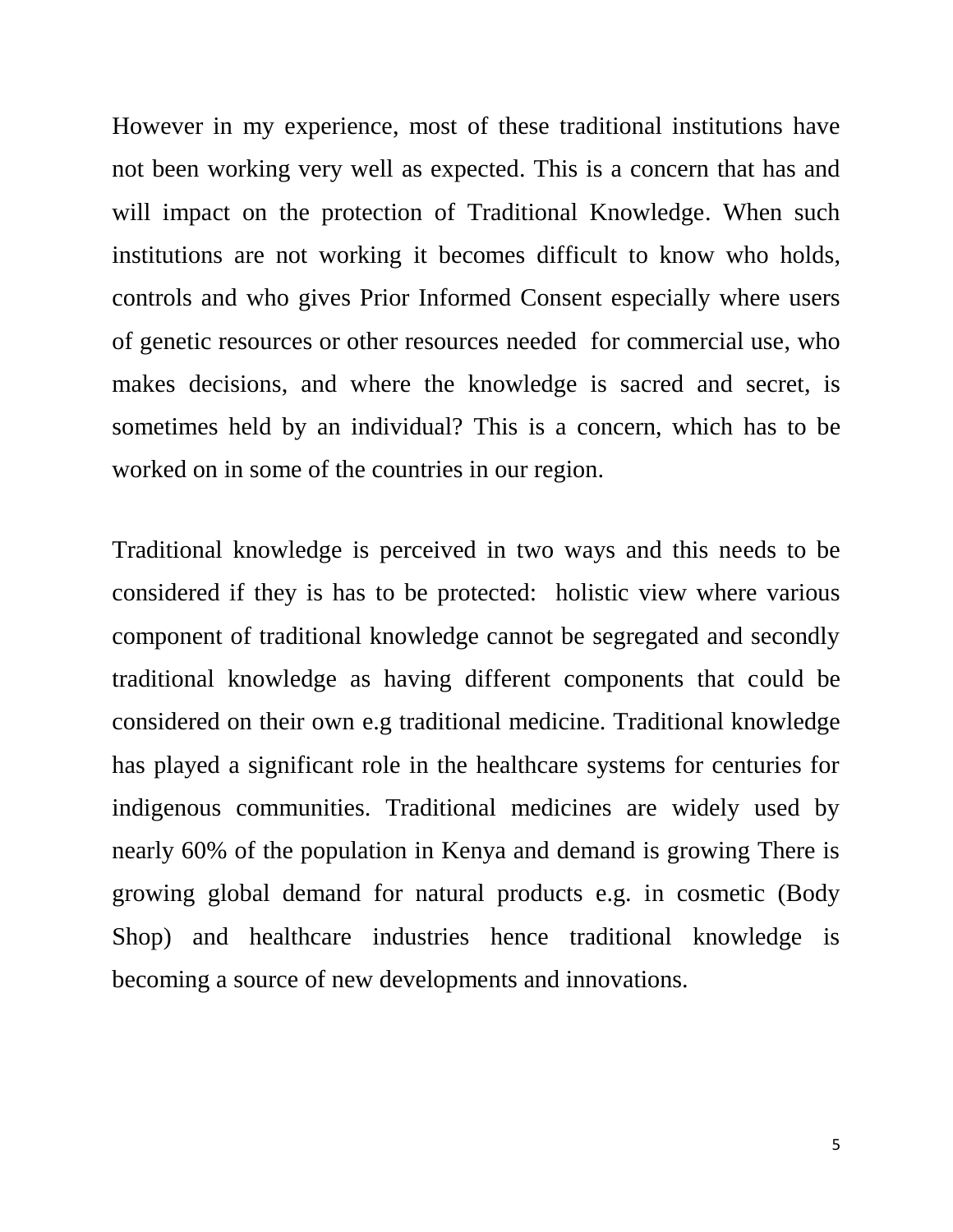However in my experience, most of these traditional institutions have not been working very well as expected. This is a concern that has and will impact on the protection of Traditional Knowledge. When such institutions are not working it becomes difficult to know who holds, controls and who gives Prior Informed Consent especially where users of genetic resources or other resources needed  for commercial use, who makes decisions, and where the knowledge is sacred and secret, is sometimes held by an individual? This is a concern, which has to be worked on in some of the countries in our region.

Traditional knowledge is perceived in two ways and this needs to be considered if they is has to be protected:  holistic view where various component of traditional knowledge cannot be segregated and secondly traditional knowledge as having different components that could be considered on their own e.g traditional medicine. Traditional knowledge has played a significant role in the healthcare systems for centuries for indigenous communities. Traditional medicines are widely used by nearly 60% of the population in Kenya and demand is growing There is growing global demand for natural products e.g. in cosmetic (Body Shop) and healthcare industries hence traditional knowledge is becoming a source of new developments and innovations.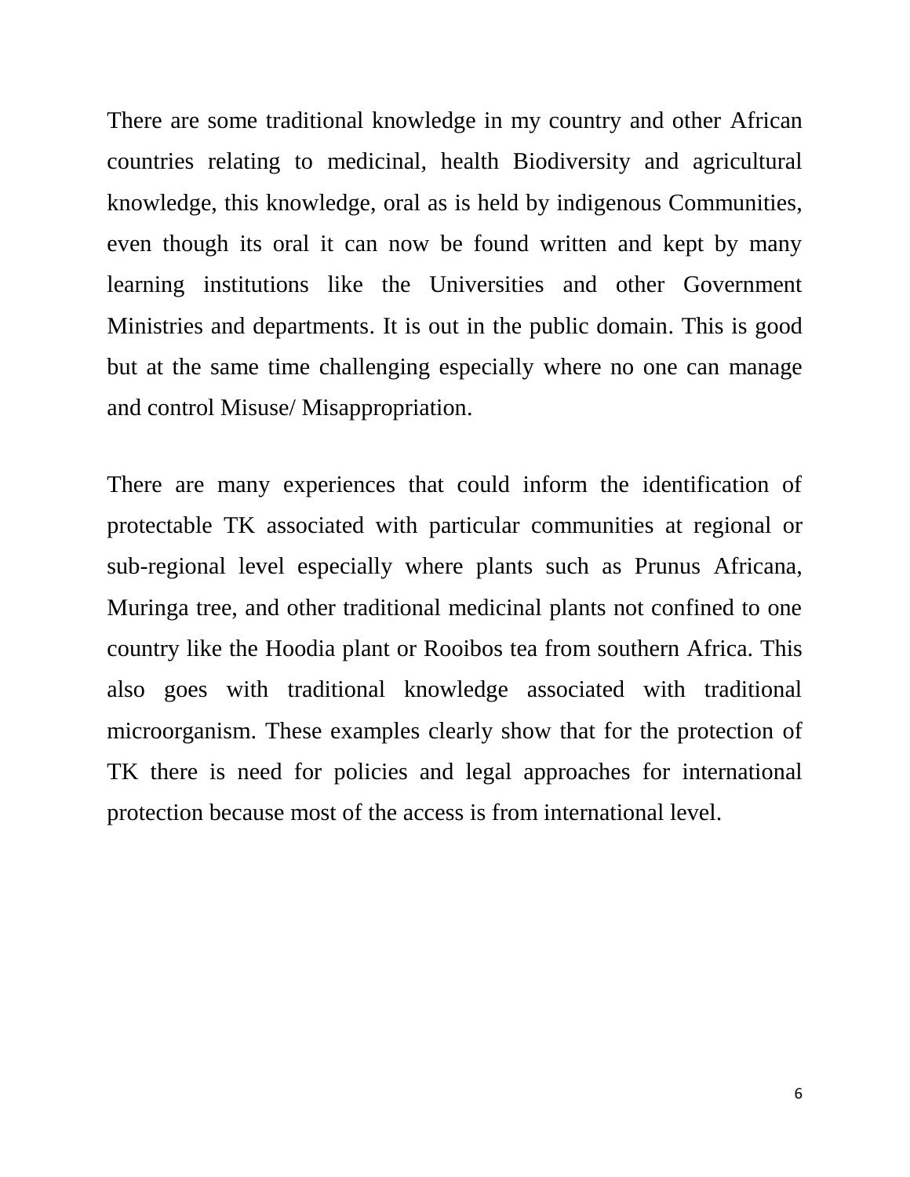There are some traditional knowledge in my country and other African countries relating to medicinal, health Biodiversity and agricultural knowledge, this knowledge, oral as is held by indigenous Communities, even though its oral it can now be found written and kept by many learning institutions like the Universities and other Government Ministries and departments. It is out in the public domain. This is good but at the same time challenging especially where no one can manage and control Misuse/ Misappropriation.

There are many experiences that could inform the identification of protectable TK associated with particular communities at regional or sub-regional level especially where plants such as Prunus Africana, Muringa tree, and other traditional medicinal plants not confined to one country like the Hoodia plant or Rooibos tea from southern Africa. This also goes with traditional knowledge associated with traditional microorganism. These examples clearly show that for the protection of TK there is need for policies and legal approaches for international protection because most of the access is from international level.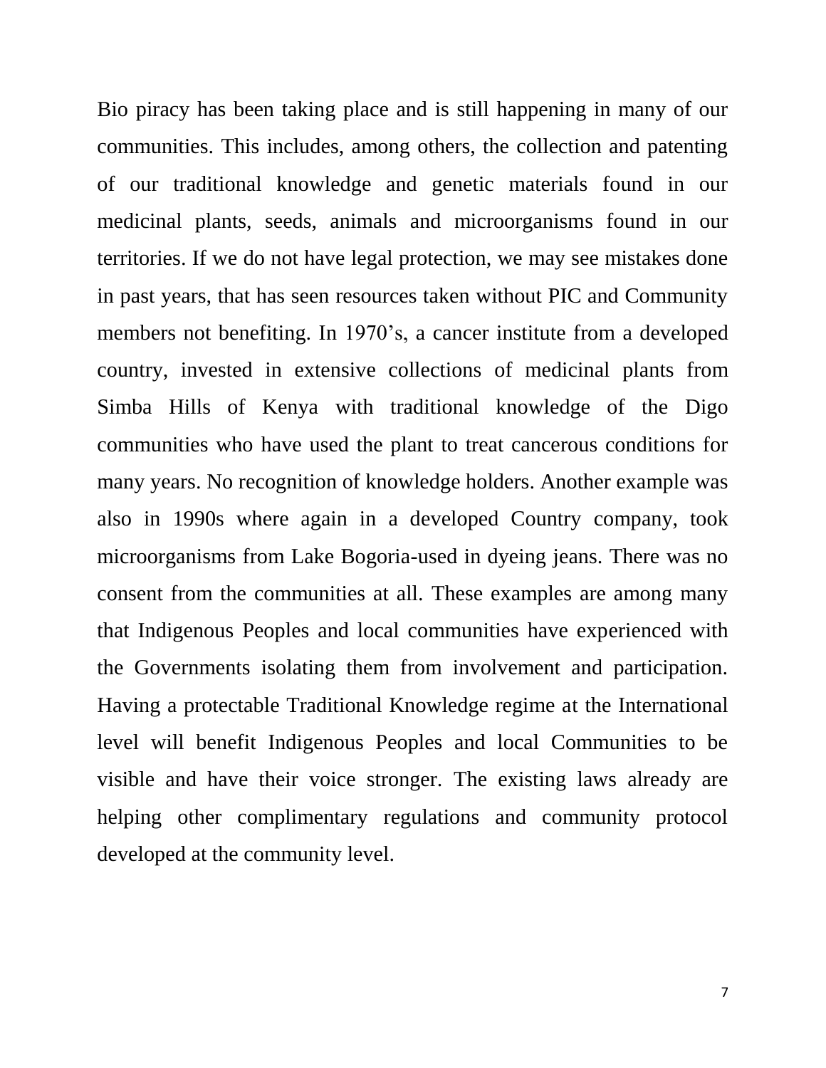Bio piracy has been taking place and is still happening in many of our communities. This includes, among others, the collection and patenting of our traditional knowledge and genetic materials found in our medicinal plants, seeds, animals and microorganisms found in our territories. If we do not have legal protection, we may see mistakes done in past years, that has seen resources taken without PIC and Community members not benefiting. In 1970's, a cancer institute from a developed country, invested in extensive collections of medicinal plants from Simba Hills of Kenya with traditional knowledge of the Digo communities who have used the plant to treat cancerous conditions for many years. No recognition of knowledge holders. Another example was also in 1990s where again in a developed Country company, took microorganisms from Lake Bogoria-used in dyeing jeans. There was no consent from the communities at all. These examples are among many that Indigenous Peoples and local communities have experienced with the Governments isolating them from involvement and participation. Having a protectable Traditional Knowledge regime at the International level will benefit Indigenous Peoples and local Communities to be visible and have their voice stronger. The existing laws already are helping other complimentary regulations and community protocol developed at the community level.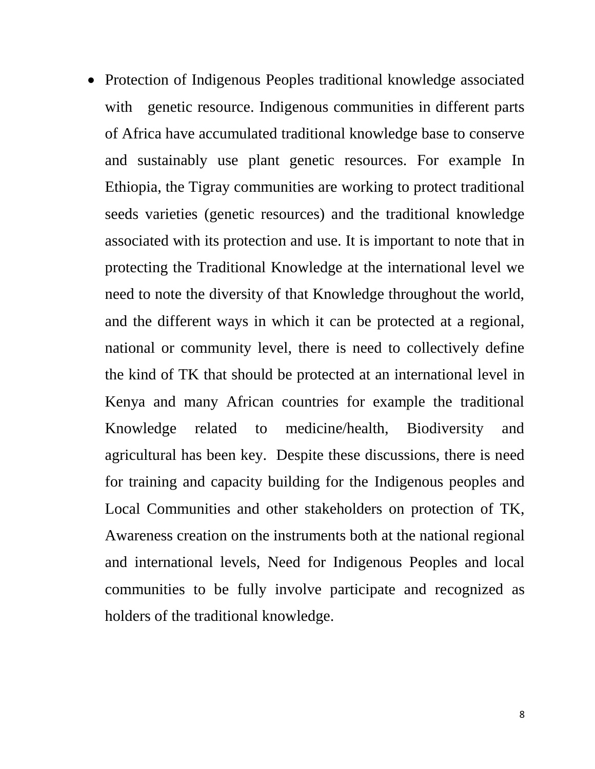- Protection of Indigenous Peoples traditional knowledge associated with genetic resource. Indigenous communities in different parts of Africa have accumulated traditional knowledge base to conserve and sustainably use plant genetic resources. For example In Ethiopia, the Tigray communities are working to protect traditional seeds varieties (genetic resources) and the traditional knowledge associated with its protection and use. It is important to note that in protecting the Traditional Knowledge at the international level we need to note the diversity of that Knowledge throughout the world, and the different ways in which it can be protected at a regional, national or community level, there is need to collectively define the kind of TK that should be protected at an international level in Kenya and many African countries for example the traditional Knowledge related to medicine/health, Biodiversity and agricultural has been key. Despite these discussions, there is need for training and capacity building for the Indigenous peoples and Local Communities and other stakeholders on protection of TK, Awareness creation on the instruments both at the national regional and international levels, Need for Indigenous Peoples and local communities to be fully involve participate and recognized as holders of the traditional knowledge.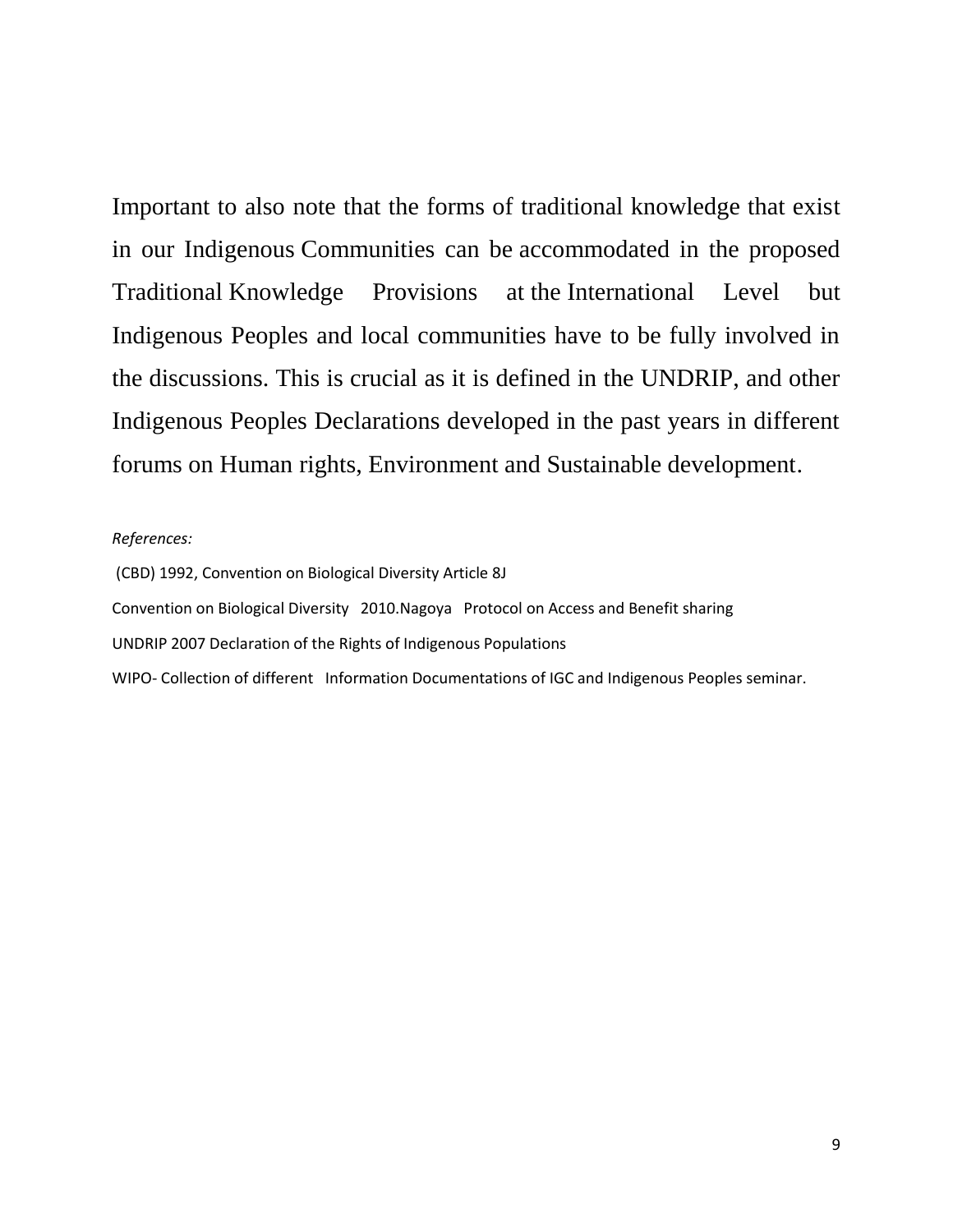Important to also note that the forms of traditional knowledge that exist in our Indigenous Communities can be accommodated in the proposed Traditional Knowledge Provisions at the International Level but Indigenous Peoples and local communities have to be fully involved in the discussions. This is crucial as it is defined in the UNDRIP, and other Indigenous Peoples Declarations developed in the past years in different forums on Human rights, Environment and Sustainable development.

*References:*

(CBD) 1992, Convention on Biological Diversity Article 8J

Convention on Biological Diversity 2010.Nagoya Protocol on Access and Benefit sharing

UNDRIP 2007 Declaration of the Rights of Indigenous Populations

WIPO- Collection of different Information Documentations of IGC and Indigenous Peoples seminar.